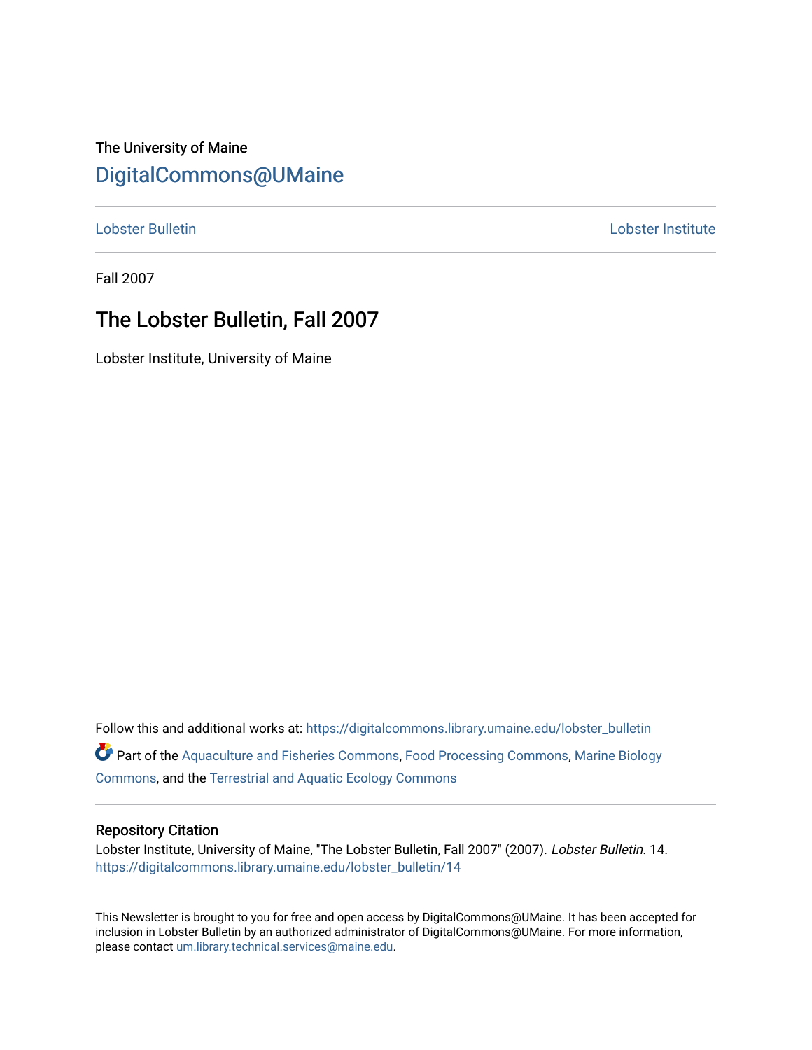The University of Maine

## DigitalCommons@UMaine

Lobster Bulletin | Lobster Institute

Fall 2007

# The Lobster Bulletin, Fall 2007

Lobster Institute, University of Maine

Follow this and additional works at: https://digitalcommons.library.umaine.edu/lobster_bulletin

Part of the Aquaculture and Fisheries Commons, Food Processing Commons, Marine Biology Commons, and the Terrestrial and Aquatic Ecology Commons

### Repository Citation

Lobster Institute, University of Maine, "The Lobster Bulletin, Fall 2007" (2007). *Lobster Bulletin*. 14.
https://digitalcommons.library.umaine.edu/lobster_bulletin/14

This Newsletter is brought to you for free and open access by DigitalCommons@UMaine. It has been accepted for inclusion in Lobster Bulletin by an authorized administrator of DigitalCommons@UMaine. For more information, please contact um.library.technical.services@maine.edu.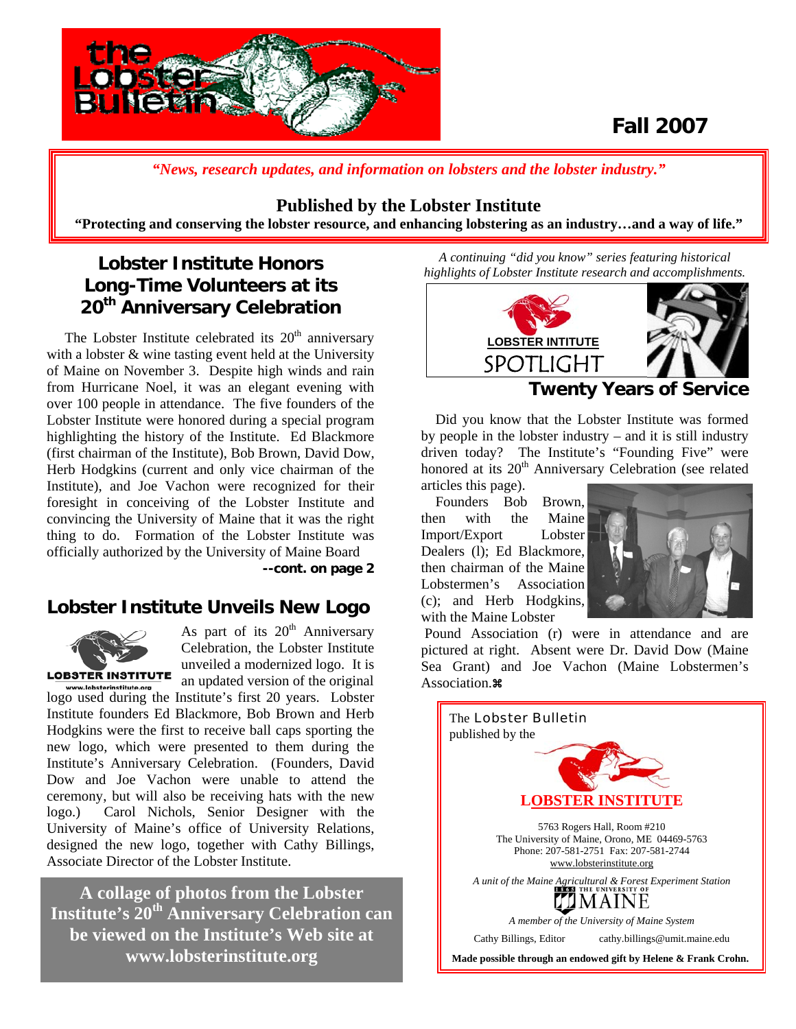# the Lobster Bulletin

**Fall 2007**

*"News, research updates, and information on lobsters and the lobster industry."*

**Published by the Lobster Institute**

**"Protecting and conserving the lobster resource, and enhancing lobstering as an industry…and a way of life."**

## Lobster Institute Honors Long-Time Volunteers at its 20th Anniversary Celebration

The Lobster Institute celebrated its 20th anniversary with a lobster & wine tasting event held at the University of Maine on November 3. Despite high winds and rain from Hurricane Noel, it was an elegant evening with over 100 people in attendance. The five founders of the Lobster Institute were honored during a special program highlighting the history of the Institute. Ed Blackmore (first chairman of the Institute), Bob Brown, David Dow, Herb Hodgkins (current and only vice chairman of the Institute), and Joe Vachon were recognized for their foresight in conceiving of the Lobster Institute and convincing the University of Maine that it was the right thing to do. Formation of the Lobster Institute was officially authorized by the University of Maine Board

**--cont. on page 2**

## Lobster Institute Unveils New Logo

LOBSTER INSTITUTE
www.lobsterinstitute.org

As part of its 20th Anniversary Celebration, the Lobster Institute unveiled a modernized logo. It is an updated version of the original logo used during the Institute's first 20 years. Lobster Institute founders Ed Blackmore, Bob Brown and Herb Hodgkins were the first to receive ball caps sporting the new logo, which were presented to them during the Institute's Anniversary Celebration. (Founders, David Dow and Joe Vachon were unable to attend the ceremony, but will also be receiving hats with the new logo.) Carol Nichols, Senior Designer with the University of Maine's office of University Relations, designed the new logo, together with Cathy Billings, Associate Director of the Lobster Institute.

**A collage of photos from the Lobster Institute's 20th Anniversary Celebration can be viewed on the Institute's Web site at www.lobsterinstitute.org**

*A continuing "did you know" series featuring historical highlights of Lobster Institute research and accomplishments.*

**LOBSTER INTITUTE SPOTLIGHT**

## Twenty Years of Service

Did you know that the Lobster Institute was formed by people in the lobster industry – and it is still industry driven today? The Institute's "Founding Five" were honored at its 20th Anniversary Celebration (see related articles this page).

Founders Bob Brown, then with the Maine Import/Export Lobster Dealers (l); Ed Blackmore, then chairman of the Maine Lobstermen's Association (c); and Herb Hodgkins, with the Maine Lobster Pound Association (r) were in attendance and are pictured at right. Absent were Dr. David Dow (Maine Sea Grant) and Joe Vachon (Maine Lobstermen's Association.⌘

---

The Lobster Bulletin published by the

**LOBSTER INSTITUTE**

5763 Rogers Hall, Room #210
The University of Maine, Orono, ME 04469-5763
Phone: 207-581-2751 Fax: 207-581-2744
www.lobsterinstitute.org

*A unit of the Maine Agricultural & Forest Experiment Station*

THE UNIVERSITY OF MAINE

*A member of the University of Maine System*

Cathy Billings, Editor cathy.billings@umit.maine.edu

**Made possible through an endowed gift by Helene & Frank Crohn.**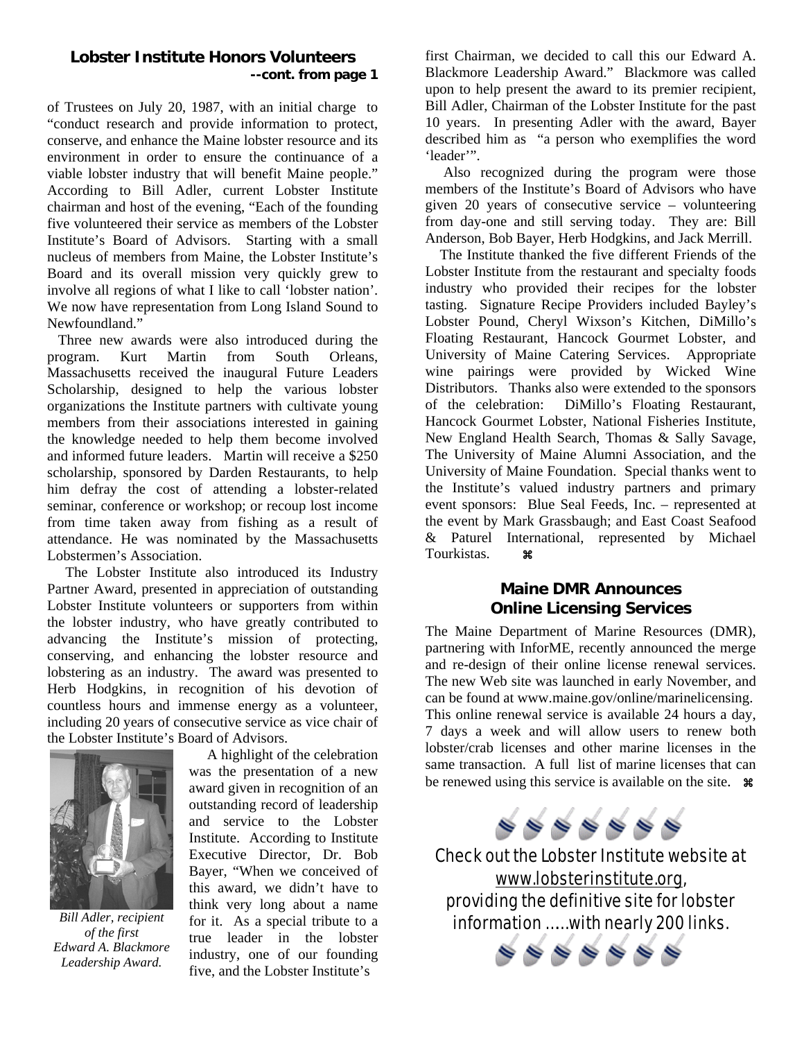## Lobster Institute Honors Volunteers

**--cont. from page 1**

of Trustees on July 20, 1987, with an initial charge to "conduct research and provide information to protect, conserve, and enhance the Maine lobster resource and its environment in order to ensure the continuance of a viable lobster industry that will benefit Maine people." According to Bill Adler, current Lobster Institute chairman and host of the evening, "Each of the founding five volunteered their service as members of the Lobster Institute's Board of Advisors. Starting with a small nucleus of members from Maine, the Lobster Institute's Board and its overall mission very quickly grew to involve all regions of what I like to call 'lobster nation'. We now have representation from Long Island Sound to Newfoundland."

Three new awards were also introduced during the program. Kurt Martin from South Orleans, Massachusetts received the inaugural Future Leaders Scholarship, designed to help the various lobster organizations the Institute partners with cultivate young members from their associations interested in gaining the knowledge needed to help them become involved and informed future leaders. Martin will receive a $250 scholarship, sponsored by Darden Restaurants, to help him defray the cost of attending a lobster-related seminar, conference or workshop; or recoup lost income from time taken away from fishing as a result of attendance. He was nominated by the Massachusetts Lobstermen's Association.

The Lobster Institute also introduced its Industry Partner Award, presented in appreciation of outstanding Lobster Institute volunteers or supporters from within the lobster industry, who have greatly contributed to advancing the Institute's mission of protecting, conserving, and enhancing the lobster resource and lobstering as an industry. The award was presented to Herb Hodgkins, in recognition of his devotion of countless hours and immense energy as a volunteer, including 20 years of consecutive service as vice chair of the Lobster Institute's Board of Advisors.

*Bill Adler, recipient of the first Edward A. Blackmore Leadership Award.*

A highlight of the celebration was the presentation of a new award given in recognition of an outstanding record of leadership and service to the Lobster Institute. According to Institute Executive Director, Dr. Bob Bayer, "When we conceived of this award, we didn't have to think very long about a name for it. As a special tribute to a true leader in the lobster industry, one of our founding five, and the Lobster Institute's first Chairman, we decided to call this our Edward A. Blackmore Leadership Award." Blackmore was called upon to help present the award to its premier recipient, Bill Adler, Chairman of the Lobster Institute for the past 10 years. In presenting Adler with the award, Bayer described him as "a person who exemplifies the word 'leader'".

Also recognized during the program were those members of the Institute's Board of Advisors who have given 20 years of consecutive service – volunteering from day-one and still serving today. They are: Bill Anderson, Bob Bayer, Herb Hodgkins, and Jack Merrill.

The Institute thanked the five different Friends of the Lobster Institute from the restaurant and specialty foods industry who provided their recipes for the lobster tasting. Signature Recipe Providers included Bayley's Lobster Pound, Cheryl Wixson's Kitchen, DiMillo's Floating Restaurant, Hancock Gourmet Lobster, and University of Maine Catering Services. Appropriate wine pairings were provided by Wicked Wine Distributors. Thanks also were extended to the sponsors of the celebration: DiMillo's Floating Restaurant, Hancock Gourmet Lobster, National Fisheries Institute, New England Health Search, Thomas & Sally Savage, The University of Maine Alumni Association, and the University of Maine Foundation. Special thanks went to the Institute's valued industry partners and primary event sponsors: Blue Seal Feeds, Inc. – represented at the event by Mark Grassbaugh; and East Coast Seafood & Paturel International, represented by Michael Tourkistas. ⌘

## Maine DMR Announces Online Licensing Services

The Maine Department of Marine Resources (DMR), partnering with InforME, recently announced the merge and re-design of their online license renewal services. The new Web site was launched in early November, and can be found at www.maine.gov/online/marinelicensing. This online renewal service is available 24 hours a day, 7 days a week and will allow users to renew both lobster/crab licenses and other marine licenses in the same transaction. A full list of marine licenses that can be renewed using this service is available on the site. ⌘

Check out the Lobster Institute website at www.lobsterinstitute.org, providing the definitive site for lobster information .....with nearly 200 links.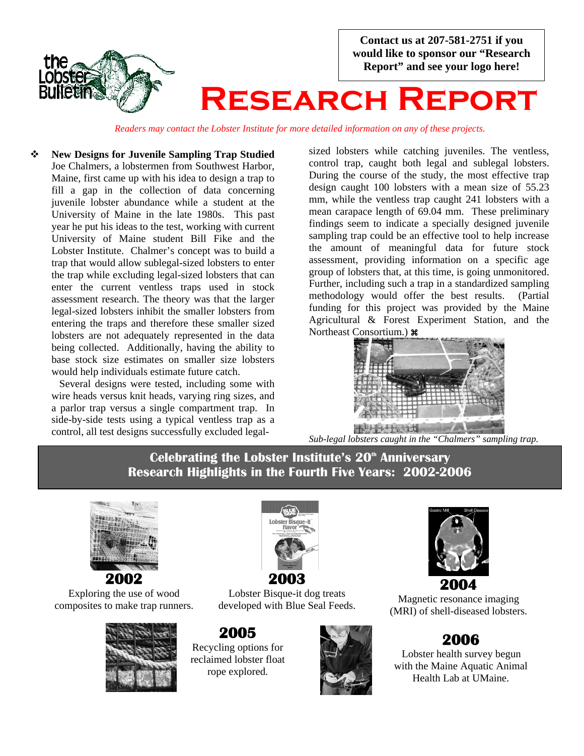Contact us at 207-581-2751 if you would like to sponsor our "Research Report" and see your logo here!

# Research Report

*Readers may contact the Lobster Institute for more detailed information on any of these projects.*

**New Designs for Juvenile Sampling Trap Studied**

Joe Chalmers, a lobstermen from Southwest Harbor, Maine, first came up with his idea to design a trap to fill a gap in the collection of data concerning juvenile lobster abundance while a student at the University of Maine in the late 1980s. This past year he put his ideas to the test, working with current University of Maine student Bill Fike and the Lobster Institute. Chalmer's concept was to build a trap that would allow sublegal-sized lobsters to enter the trap while excluding legal-sized lobsters that can enter the current ventless traps used in stock assessment research. The theory was that the larger legal-sized lobsters inhibit the smaller lobsters from entering the traps and therefore these smaller sized lobsters are not adequately represented in the data being collected. Additionally, having the ability to base stock size estimates on smaller size lobsters would help individuals estimate future catch.

Several designs were tested, including some with wire heads versus knit heads, varying ring sizes, and a parlor trap versus a single compartment trap. In side-by-side tests using a typical ventless trap as a control, all test designs successfully excluded legal-sized lobsters while catching juveniles. The ventless, control trap, caught both legal and sublegal lobsters. During the course of the study, the most effective trap design caught 100 lobsters with a mean size of 55.23 mm, while the ventless trap caught 241 lobsters with a mean carapace length of 69.04 mm. These preliminary findings seem to indicate a specially designed juvenile sampling trap could be an effective tool to help increase the amount of meaningful data for future stock assessment, providing information on a specific age group of lobsters that, at this time, is going unmonitored. Further, including such a trap in a standardized sampling methodology would offer the best results. (Partial funding for this project was provided by the Maine Agricultural & Forest Experiment Station, and the Northeast Consortium.) ⌘

*Sub-legal lobsters caught in the "Chalmers" sampling trap.*

## Celebrating the Lobster Institute's 20th Anniversary
## Research Highlights in the Fourth Five Years: 2002-2006

**2002**
Exploring the use of wood composites to make trap runners.

**2003**
Lobster Bisque-it dog treats developed with Blue Seal Feeds.

**2004**
Magnetic resonance imaging (MRI) of shell-diseased lobsters.

**2005**
Recycling options for reclaimed lobster float rope explored.

**2006**
Lobster health survey begun with the Maine Aquatic Animal Health Lab at UMaine.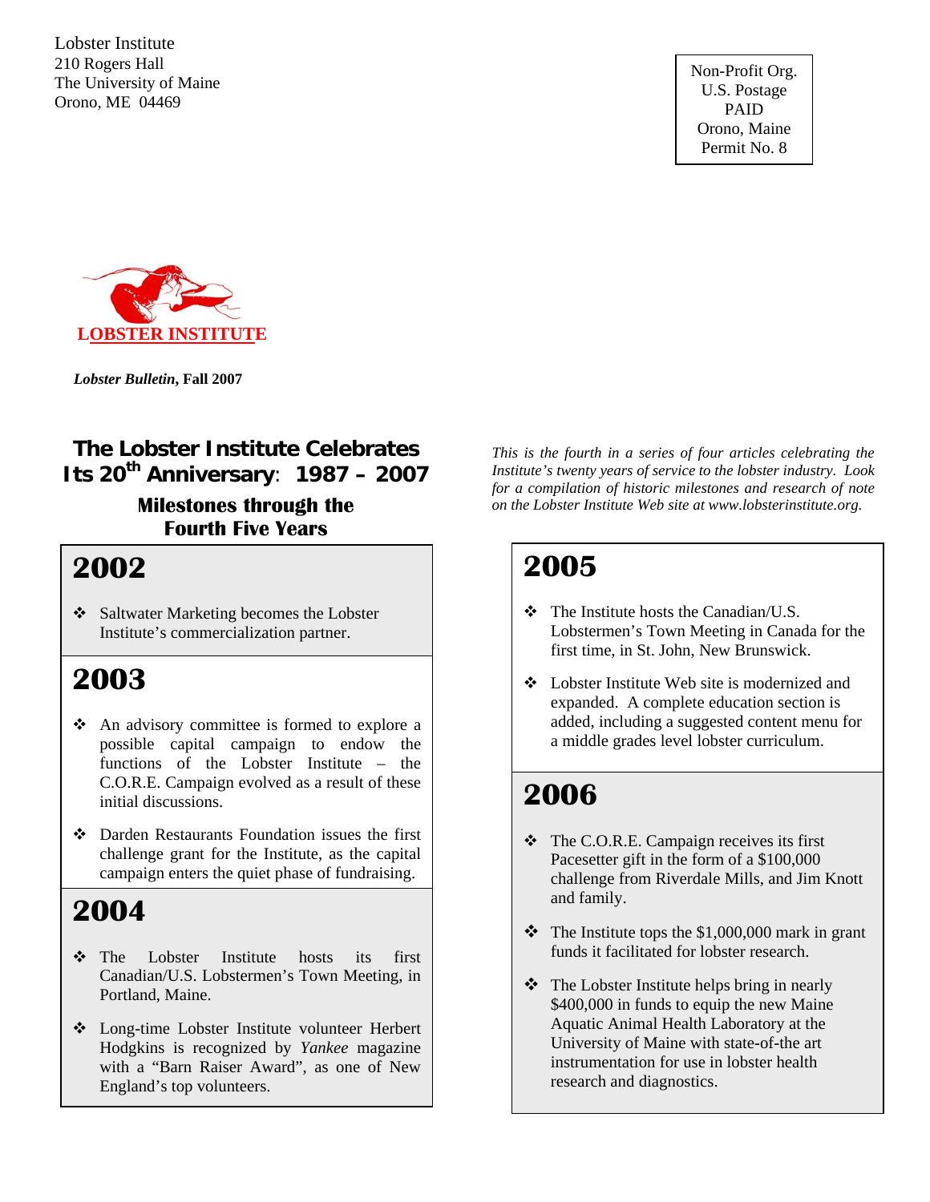Lobster Institute
210 Rogers Hall
The University of Maine
Orono, ME 04469

Non-Profit Org.
U.S. Postage
PAID
Orono, Maine
Permit No. 8

LOBSTER INSTITUTE

***Lobster Bulletin*, Fall 2007**

# The Lobster Institute Celebrates Its 20th Anniversary: 1987 – 2007

## Milestones through the Fourth Five Years

*This is the fourth in a series of four articles celebrating the Institute's twenty years of service to the lobster industry. Look for a compilation of historic milestones and research of note on the Lobster Institute Web site at www.lobsterinstitute.org.*

## 2002

- Saltwater Marketing becomes the Lobster Institute's commercialization partner.

## 2003

- An advisory committee is formed to explore a possible capital campaign to endow the functions of the Lobster Institute – the C.O.R.E. Campaign evolved as a result of these initial discussions.
- Darden Restaurants Foundation issues the first challenge grant for the Institute, as the capital campaign enters the quiet phase of fundraising.

## 2004

- The Lobster Institute hosts its first Canadian/U.S. Lobstermen's Town Meeting, in Portland, Maine.
- Long-time Lobster Institute volunteer Herbert Hodgkins is recognized by *Yankee* magazine with a "Barn Raiser Award", as one of New England's top volunteers.

## 2005

- The Institute hosts the Canadian/U.S. Lobstermen's Town Meeting in Canada for the first time, in St. John, New Brunswick.
- Lobster Institute Web site is modernized and expanded. A complete education section is added, including a suggested content menu for a middle grades level lobster curriculum.

## 2006

- The C.O.R.E. Campaign receives its first Pacesetter gift in the form of a $100,000 challenge from Riverdale Mills, and Jim Knott and family.
- The Institute tops the $1,000,000 mark in grant funds it facilitated for lobster research.
- The Lobster Institute helps bring in nearly $400,000 in funds to equip the new Maine Aquatic Animal Health Laboratory at the University of Maine with state-of-the art instrumentation for use in lobster health research and diagnostics.